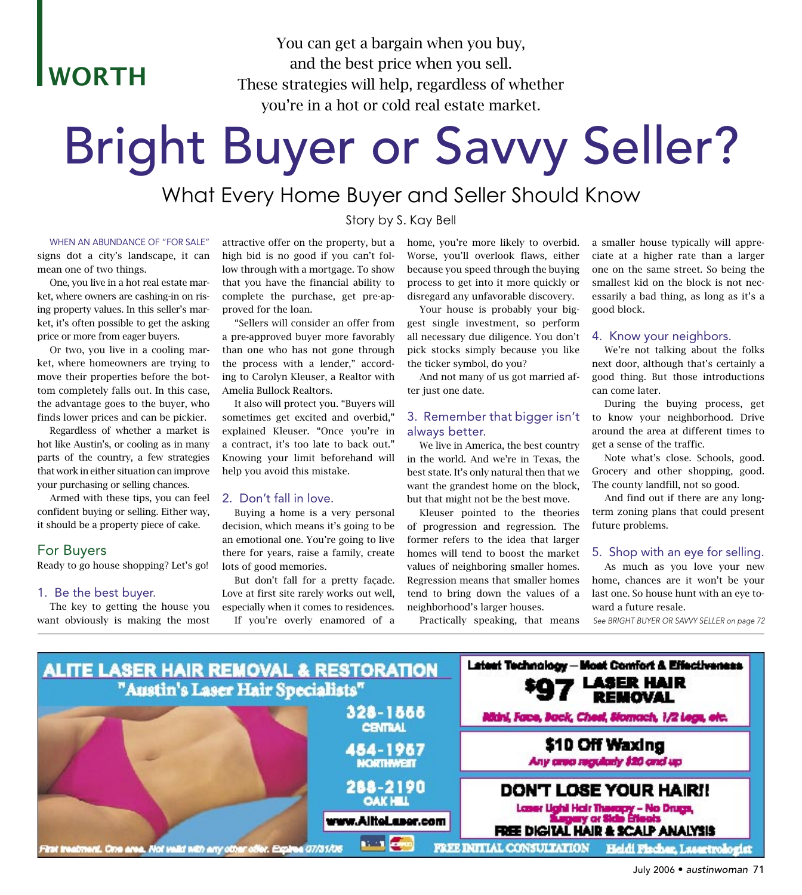WORTH

You can get a bargain when you buy, and the best price when you sell. These strategies will help, regardless of whether you're in a hot or cold real estate market.

# Bright Buyer or Savvy Seller?

## What Every Home Buyer and Seller Should Know

Story by S. Kay Bell

WHEN AN ABUNDANCE OF "FOR SALE" signs dot a city's landscape, it can mean one of two things.

One, you live in a hot real estate market, where owners are cashing-in on rising property values. In this seller's market, it's often possible to get the asking price or more from eager buyers.

Or two, you live in a cooling market, where homeowners are trying to move their properties before the bottom completely falls out. In this case, the advantage goes to the buyer, who finds lower prices and can be pickier.

Regardless of whether a market is hot like Austin's, or cooling as in many parts of the country, a few strategies that work in either situation can improve your purchasing or selling chances.

Armed with these tips, you can feel confident buying or selling. Either way, it should be a property piece of cake.

### For Buyers

Ready to go house shopping? Let's go!

#### 1. Be the best buyer.

The key to getting the house you want obviously is making the most attractive offer on the property, but a high bid is no good if you can't follow through with a mortgage. To show that you have the financial ability to complete the purchase, get pre-approved for the loan.

"Sellers will consider an offer from a pre-approved buyer more favorably than one who has not gone through the process with a lender," according to Carolyn Kleuser, a Realtor with Amelia Bullock Realtors.

It also will protect you. "Buyers will sometimes get excited and overbid," explained Kleuser. "Once you're in a contract, it's too late to back out." Knowing your limit beforehand will help you avoid this mistake.

#### 2. Don't fall in love.

Buying a home is a very personal decision, which means it's going to be an emotional one. You're going to live there for years, raise a family, create lots of good memories.

But don't fall for a pretty façade. Love at first site rarely works out well, especially when it comes to residences.

If you're overly enamored of a home, you're more likely to overbid. Worse, you'll overlook flaws, either because you speed through the buying process to get into it more quickly or disregard any unfavorable discovery.

Your house is probably your biggest single investment, so perform all necessary due diligence. You don't pick stocks simply because you like the ticker symbol, do you?

And not many of us got married after just one date.

#### 3. Remember that bigger isn't always better.

We live in America, the best country in the world. And we're in Texas, the best state. It's only natural then that we want the grandest home on the block, but that might not be the best move.

Kleuser pointed to the theories of progression and regression. The former refers to the idea that larger homes will tend to boost the market values of neighboring smaller homes. Regression means that smaller homes tend to bring down the values of a neighborhood's larger houses.

Practically speaking, that means a smaller house typically will appreciate at a higher rate than a larger one on the same street. So being the smallest kid on the block is not necessarily a bad thing, as long as it's a good block.

#### 4. Know your neighbors.

We're not talking about the folks next door, although that's certainly a good thing. But those introductions can come later.

During the buying process, get to know your neighborhood. Drive around the area at different times to get a sense of the traffic.

Note what's close. Schools, good. Grocery and other shopping, good. The county landfill, not so good.

And find out if there are any long-term zoning plans that could present future problems.

#### 5. Shop with an eye for selling.

As much as you love your new home, chances are it won't be your last one. So house hunt with an eye toward a future resale.

*See BRIGHT BUYER OR SAVVY SELLER on page 72*

ALITE LASER HAIR REMOVAL & RESTORATION
"Austin's Laser Hair Specialists"

328-1555 CENTRAL
454-1957 NORTHWEST
288-2190 OAK HILL
www.AliteLaser.com

Latest Technology – Most Comfort & Effectiveness
$97 LASER HAIR REMOVAL
Bikini, Face, Back, Chest, Stomach, 1/2 legs, etc.

$10 Off Waxing
Any area regularly $20 and up

DON'T LOSE YOUR HAIR!!
Laser Light Hair Therapy – No Drugs, Surgery or Side Effects
FREE DIGITAL HAIR & SCALP ANALYSIS

First treatment. One area. Not valid with any other offer. Expires 07/31/06

FREE INITIAL CONSULTATION Heidi Fischer, Lasertrologist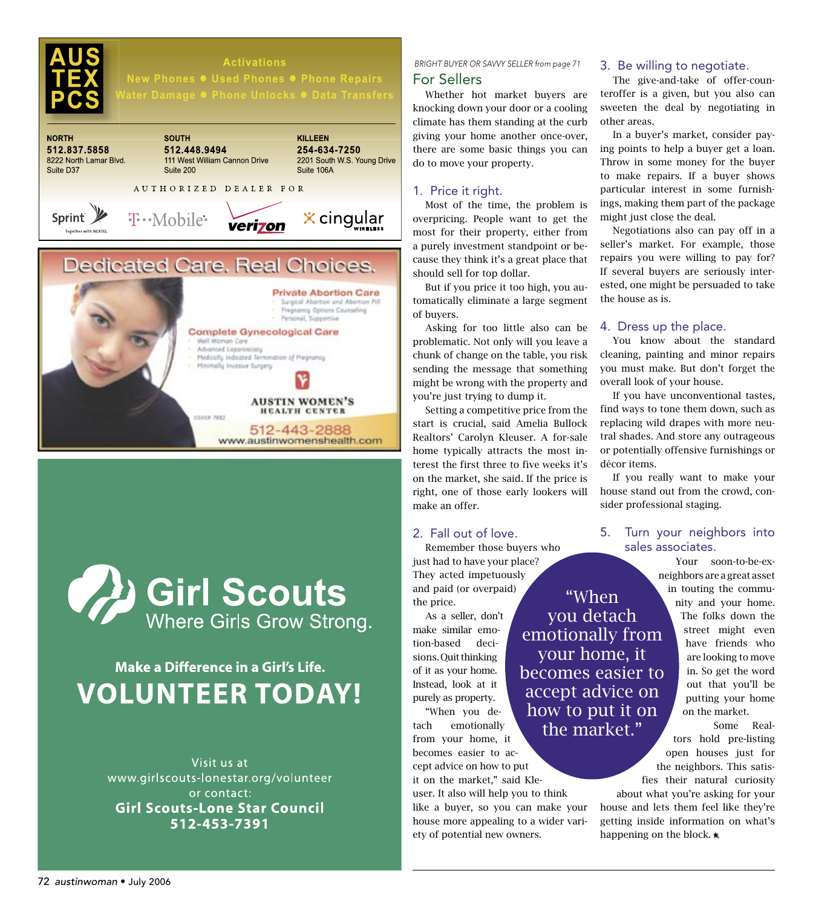AUS TEX PCS

Activations
New Phones • Used Phones • Phone Repairs
Water Damage • Phone Unlocks • Data Transfers

**NORTH**
**512.837.5858**
8222 North Lamar Blvd.
Suite D37

**SOUTH**
**512.448.9494**
111 West William Cannon Drive
Suite 200

**KILLEEN**
**254-634-7250**
2201 South W.S. Young Drive
Suite 106A

AUTHORIZED DEALER FOR

Sprint Together with NEXTEL · T-Mobile · verizon · cingular WIRELESS

Dedicated Care. Real Choices.

**Private Abortion Care**
- Surgical Abortion and Abortion Pill
- Pregnancy Options Counseling
- Personal, Supportive

**Complete Gynecological Care**
- Well Woman Care
- Advanced Laparoscopy
- Medically Indicated Termination of Pregnancy
- Minimally Invasive Surgery

AUSTIN WOMEN'S HEALTH CENTER
DSHS# 7882
512-443-2888
www.austinwomenshealth.com

**Girl Scouts**
Where Girls Grow Strong.

**Make a Difference in a Girl's Life.**
**VOLUNTEER TODAY!**

Visit us at
www.girlscouts-lonestar.org/volunteer
or contact:
**Girl Scouts-Lone Star Council**
**512-453-7391**

*BRIGHT BUYER OR SAVVY SELLER from page 71*

## For Sellers

Whether hot market buyers are knocking down your door or a cooling climate has them standing at the curb giving your home another once-over, there are some basic things you can do to move your property.

### 1. Price it right.

Most of the time, the problem is overpricing. People want to get the most for their property, either from a purely investment standpoint or because they think it's a great place that should sell for top dollar.

But if you price it too high, you automatically eliminate a large segment of buyers.

Asking for too little also can be problematic. Not only will you leave a chunk of change on the table, you risk sending the message that something might be wrong with the property and you're just trying to dump it.

Setting a competitive price from the start is crucial, said Amelia Bullock Realtors' Carolyn Kleuser. A for-sale home typically attracts the most interest the first three to five weeks it's on the market, she said. If the price is right, one of those early lookers will make an offer.

### 2. Fall out of love.

Remember those buyers who just had to have your place? They acted impetuously and paid (or overpaid) the price.

As a seller, don't make similar emotion-based decisions. Quit thinking of it as your home. Instead, look at it purely as property.

"When you detach emotionally from your home, it becomes easier to accept advice on how to put it on the market," said Kleuser. It also will help you to think like a buyer, so you can make your house more appealing to a wider variety of potential new owners.

> "When you detach emotionally from your home, it becomes easier to accept advice on how to put it on the market."

### 3. Be willing to negotiate.

The give-and-take of offer-counteroffer is a given, but you also can sweeten the deal by negotiating in other areas.

In a buyer's market, consider paying points to help a buyer get a loan. Throw in some money for the buyer to make repairs. If a buyer shows particular interest in some furnishings, making them part of the package might just close the deal.

Negotiations also can pay off in a seller's market. For example, those repairs you were willing to pay for? If several buyers are seriously interested, one might be persuaded to take the house as is.

### 4. Dress up the place.

You know about the standard cleaning, painting and minor repairs you must make. But don't forget the overall look of your house.

If you have unconventional tastes, find ways to tone them down, such as replacing wild drapes with more neutral shades. And store any outrageous or potentially offensive furnishings or décor items.

If you really want to make your house stand out from the crowd, consider professional staging.

### 5. Turn your neighbors into sales associates.

Your soon-to-be-ex-neighbors are a great asset in touting the community and your home. The folks down the street might even have friends who are looking to move in. So get the word out that you'll be putting your home on the market.

Some Realtors hold pre-listing open houses just for the neighbors. This satisfies their natural curiosity about what you're asking for your house and lets them feel like they're getting inside information on what's happening on the block.